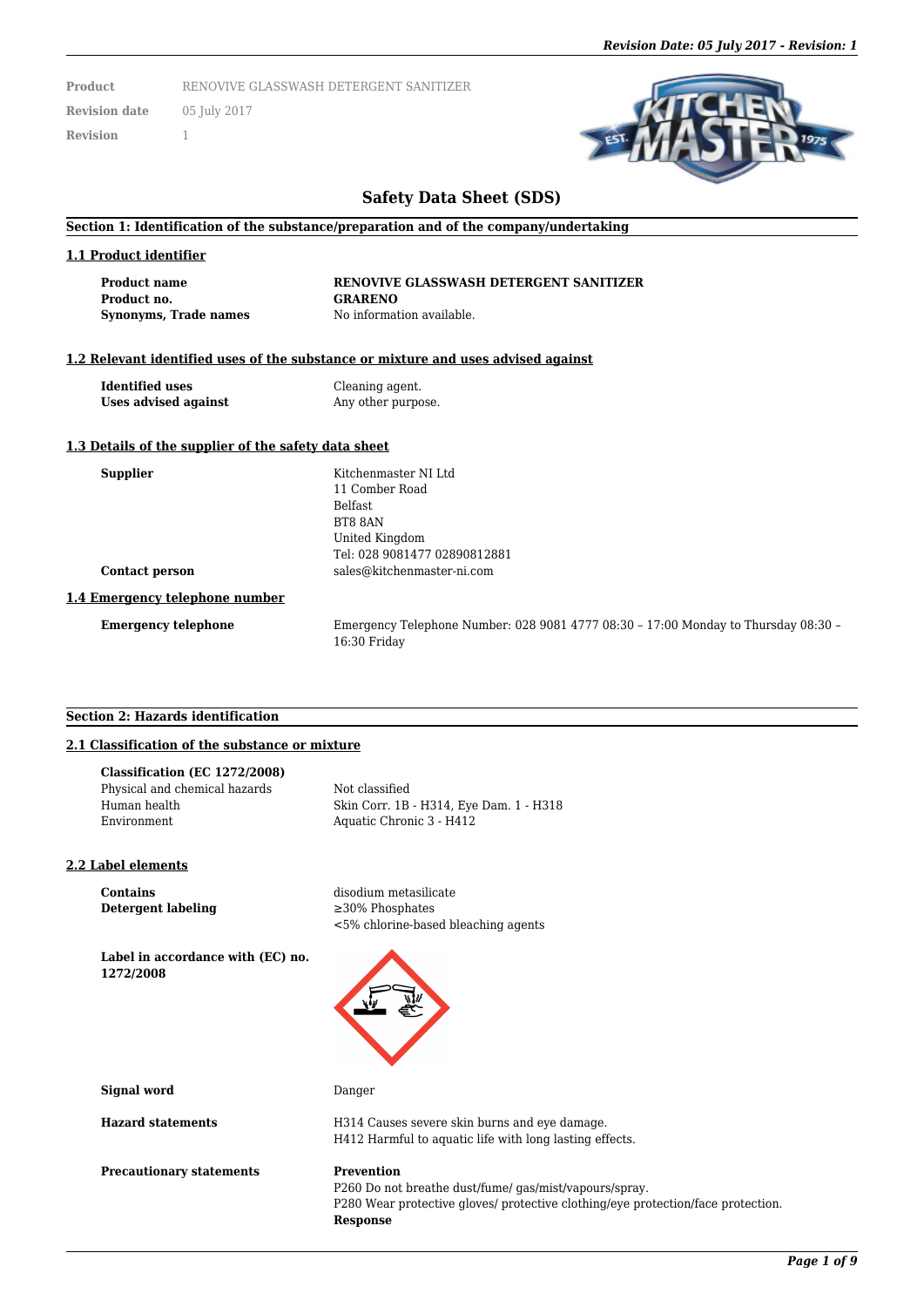| | |
|---|---|
| **Product** | RENOVIVE GLASSWASH DETERGENT SANITIZER |
| **Revision date** | 05 July 2017 |
| **Revision** | 1 |

# Safety Data Sheet (SDS)

## Section 1: Identification of the substance/preparation and of the company/undertaking

### 1.1 Product identifier

| | |
|---|---|
| **Product name** | **RENOVIVE GLASSWASH DETERGENT SANITIZER** |
| **Product no.** | **GRARENO** |
| **Synonyms, Trade names** | No information available. |

### 1.2 Relevant identified uses of the substance or mixture and uses advised against

| | |
|---|---|
| **Identified uses** | Cleaning agent. |
| **Uses advised against** | Any other purpose. |

### 1.3 Details of the supplier of the safety data sheet

| | |
|---|---|
| **Supplier** | Kitchenmaster NI Ltd<br>11 Comber Road<br>Belfast<br>BT8 8AN<br>United Kingdom<br>Tel: 028 9081477 02890812881 |
| **Contact person** | sales@kitchenmaster-ni.com |

### 1.4 Emergency telephone number

| | |
|---|---|
| **Emergency telephone** | Emergency Telephone Number: 028 9081 4777 08:30 – 17:00 Monday to Thursday 08:30 – 16:30 Friday |

## Section 2: Hazards identification

### 2.1 Classification of the substance or mixture

**Classification (EC 1272/2008)**

| | |
|---|---|
| Physical and chemical hazards | Not classified |
| Human health | Skin Corr. 1B - H314, Eye Dam. 1 - H318 |
| Environment | Aquatic Chronic 3 - H412 |

### 2.2 Label elements

| | |
|---|---|
| **Contains** | disodium metasilicate |
| **Detergent labeling** | ≥30% Phosphates<br><5% chlorine-based bleaching agents |
| **Label in accordance with (EC) no. 1272/2008** | |
| **Signal word** | Danger |
| **Hazard statements** | H314 Causes severe skin burns and eye damage.<br>H412 Harmful to aquatic life with long lasting effects. |
| **Precautionary statements** | **Prevention**<br>P260 Do not breathe dust/fume/ gas/mist/vapours/spray.<br>P280 Wear protective gloves/ protective clothing/eye protection/face protection.<br>**Response** |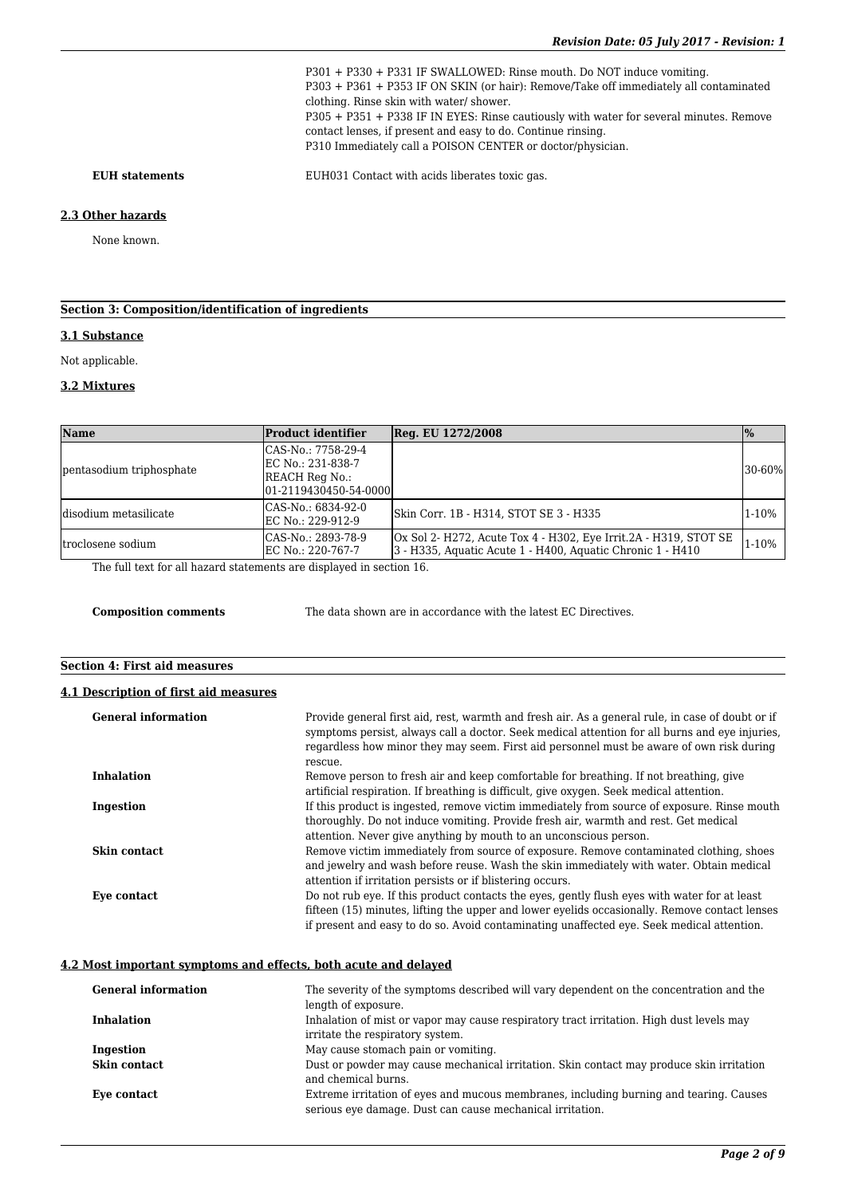P301 + P330 + P331 IF SWALLOWED: Rinse mouth. Do NOT induce vomiting.
P303 + P361 + P353 IF ON SKIN (or hair): Remove/Take off immediately all contaminated clothing. Rinse skin with water/ shower.
P305 + P351 + P338 IF IN EYES: Rinse cautiously with water for several minutes. Remove contact lenses, if present and easy to do. Continue rinsing.
P310 Immediately call a POISON CENTER or doctor/physician.

**EUH statements** EUH031 Contact with acids liberates toxic gas.

### 2.3 Other hazards

None known.

## Section 3: Composition/identification of ingredients

### 3.1 Substance

Not applicable.

### 3.2 Mixtures

| Name | Product identifier | Reg. EU 1272/2008 | % |
|---|---|---|---|
| pentasodium triphosphate | CAS-No.: 7758-29-4<br>EC No.: 231-838-7<br>REACH Reg No.:<br>01-2119430450-54-0000 | | 30-60% |
| disodium metasilicate | CAS-No.: 6834-92-0<br>EC No.: 229-912-9 | Skin Corr. 1B - H314, STOT SE 3 - H335 | 1-10% |
| troclosene sodium | CAS-No.: 2893-78-9<br>EC No.: 220-767-7 | Ox Sol 2- H272, Acute Tox 4 - H302, Eye Irrit.2A - H319, STOT SE 3 - H335, Aquatic Acute 1 - H400, Aquatic Chronic 1 - H410 | 1-10% |

The full text for all hazard statements are displayed in section 16.

**Composition comments** The data shown are in accordance with the latest EC Directives.

## Section 4: First aid measures

### 4.1 Description of first aid measures

**General information** Provide general first aid, rest, warmth and fresh air. As a general rule, in case of doubt or if symptoms persist, always call a doctor. Seek medical attention for all burns and eye injuries, regardless how minor they may seem. First aid personnel must be aware of own risk during rescue.

**Inhalation** Remove person to fresh air and keep comfortable for breathing. If not breathing, give artificial respiration. If breathing is difficult, give oxygen. Seek medical attention.

**Ingestion** If this product is ingested, remove victim immediately from source of exposure. Rinse mouth thoroughly. Do not induce vomiting. Provide fresh air, warmth and rest. Get medical attention. Never give anything by mouth to an unconscious person.

**Skin contact** Remove victim immediately from source of exposure. Remove contaminated clothing, shoes and jewelry and wash before reuse. Wash the skin immediately with water. Obtain medical attention if irritation persists or if blistering occurs.

**Eye contact** Do not rub eye. If this product contacts the eyes, gently flush eyes with water for at least fifteen (15) minutes, lifting the upper and lower eyelids occasionally. Remove contact lenses if present and easy to do so. Avoid contaminating unaffected eye. Seek medical attention.

### 4.2 Most important symptoms and effects, both acute and delayed

**General information** The severity of the symptoms described will vary dependent on the concentration and the length of exposure.

**Inhalation** Inhalation of mist or vapor may cause respiratory tract irritation. High dust levels may irritate the respiratory system.

**Ingestion** May cause stomach pain or vomiting.

**Skin contact** Dust or powder may cause mechanical irritation. Skin contact may produce skin irritation and chemical burns.

**Eye contact** Extreme irritation of eyes and mucous membranes, including burning and tearing. Causes serious eye damage. Dust can cause mechanical irritation.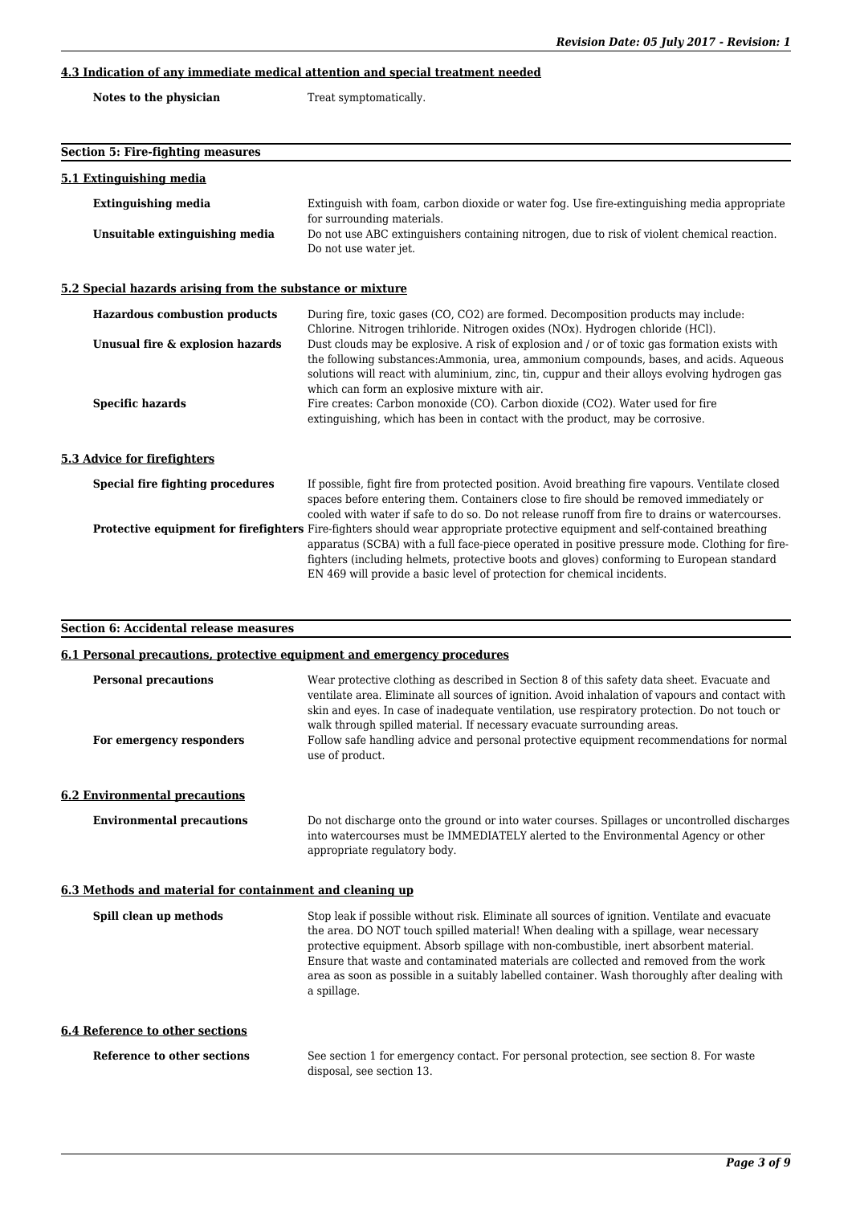### 4.3 Indication of any immediate medical attention and special treatment needed

**Notes to the physician** Treat symptomatically.

## Section 5: Fire-fighting measures

### 5.1 Extinguishing media

**Extinguishing media** Extinguish with foam, carbon dioxide or water fog. Use fire-extinguishing media appropriate for surrounding materials.

**Unsuitable extinguishing media** Do not use ABC extinguishers containing nitrogen, due to risk of violent chemical reaction. Do not use water jet.

### 5.2 Special hazards arising from the substance or mixture

**Hazardous combustion products** During fire, toxic gases (CO, $CO_2$) are formed. Decomposition products may include: Chlorine. Nitrogen trihloride. Nitrogen oxides (NOx). Hydrogen chloride (HCl).

**Unusual fire & explosion hazards** Dust clouds may be explosive. A risk of explosion and / or of toxic gas formation exists with the following substances:Ammonia, urea, ammonium compounds, bases, and acids. Aqueous solutions will react with aluminium, zinc, tin, cuppur and their alloys evolving hydrogen gas which can form an explosive mixture with air.

**Specific hazards** Fire creates: Carbon monoxide (CO). Carbon dioxide ($CO_2$). Water used for fire extinguishing, which has been in contact with the product, may be corrosive.

### 5.3 Advice for firefighters

**Special fire fighting procedures** If possible, fight fire from protected position. Avoid breathing fire vapours. Ventilate closed spaces before entering them. Containers close to fire should be removed immediately or cooled with water if safe to do so. Do not release runoff from fire to drains or watercourses.

**Protective equipment for firefighters** Fire-fighters should wear appropriate protective equipment and self-contained breathing apparatus (SCBA) with a full face-piece operated in positive pressure mode. Clothing for fire-fighters (including helmets, protective boots and gloves) conforming to European standard EN 469 will provide a basic level of protection for chemical incidents.

## Section 6: Accidental release measures

### 6.1 Personal precautions, protective equipment and emergency procedures

**Personal precautions** Wear protective clothing as described in Section 8 of this safety data sheet. Evacuate and ventilate area. Eliminate all sources of ignition. Avoid inhalation of vapours and contact with skin and eyes. In case of inadequate ventilation, use respiratory protection. Do not touch or walk through spilled material. If necessary evacuate surrounding areas.

**For emergency responders** Follow safe handling advice and personal protective equipment recommendations for normal use of product.

### 6.2 Environmental precautions

**Environmental precautions** Do not discharge onto the ground or into water courses. Spillages or uncontrolled discharges into watercourses must be IMMEDIATELY alerted to the Environmental Agency or other appropriate regulatory body.

### 6.3 Methods and material for containment and cleaning up

**Spill clean up methods** Stop leak if possible without risk. Eliminate all sources of ignition. Ventilate and evacuate the area. DO NOT touch spilled material! When dealing with a spillage, wear necessary protective equipment. Absorb spillage with non-combustible, inert absorbent material. Ensure that waste and contaminated materials are collected and removed from the work area as soon as possible in a suitably labelled container. Wash thoroughly after dealing with a spillage.

### 6.4 Reference to other sections

**Reference to other sections** See section 1 for emergency contact. For personal protection, see section 8. For waste disposal, see section 13.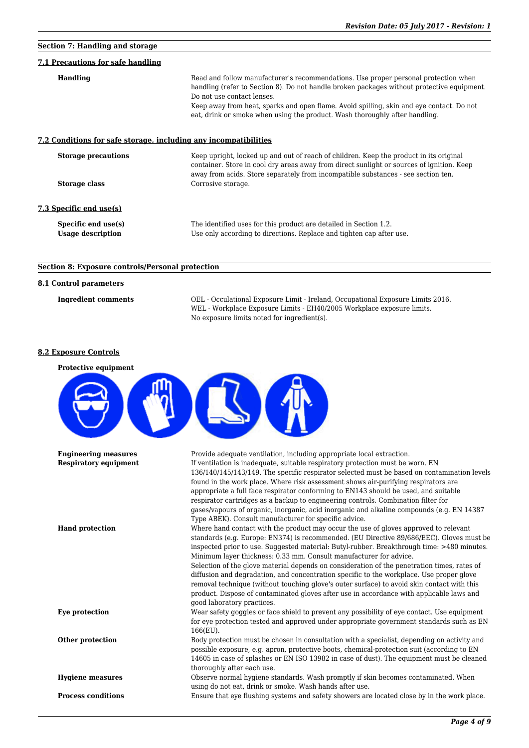## Section 7: Handling and storage

### 7.1 Precautions for safe handling

**Handling**
Read and follow manufacturer's recommendations. Use proper personal protection when handling (refer to Section 8). Do not handle broken packages without protective equipment. Do not use contact lenses.
Keep away from heat, sparks and open flame. Avoid spilling, skin and eye contact. Do not eat, drink or smoke when using the product. Wash thoroughly after handling.

### 7.2 Conditions for safe storage, including any incompatibilities

**Storage precautions**
Keep upright, locked up and out of reach of children. Keep the product in its original container. Store in cool dry areas away from direct sunlight or sources of ignition. Keep away from acids. Store separately from incompatible substances - see section ten.

**Storage class**
Corrosive storage.

### 7.3 Specific end use(s)

**Specific end use(s)**
The identified uses for this product are detailed in Section 1.2.

**Usage description**
Use only according to directions. Replace and tighten cap after use.

## Section 8: Exposure controls/Personal protection

### 8.1 Control parameters

**Ingredient comments**
OEL - Occulational Exposure Limit - Ireland, Occupational Exposure Limits 2016.
WEL - Workplace Exposure Limits - EH40/2005 Workplace exposure limits.
No exposure limits noted for ingredient(s).

### 8.2 Exposure Controls

**Protective equipment**

**Engineering measures**
Provide adequate ventilation, including appropriate local extraction.

**Respiratory equipment**
If ventilation is inadequate, suitable respiratory protection must be worn. EN 136/140/145/143/149. The specific respirator selected must be based on contamination levels found in the work place. Where risk assessment shows air-purifying respirators are appropriate a full face respirator conforming to EN143 should be used, and suitable respirator cartridges as a backup to engineering controls. Combination filter for gases/vapours of organic, inorganic, acid inorganic and alkaline compounds (e.g. EN 14387 Type ABEK). Consult manufacturer for specific advice.

**Hand protection**
Where hand contact with the product may occur the use of gloves approved to relevant standards (e.g. Europe: EN374) is recommended. (EU Directive 89/686/EEC). Gloves must be inspected prior to use. Suggested material: Butyl-rubber. Breakthrough time: >480 minutes. Minimum layer thickness: 0.33 mm. Consult manufacturer for advice.
Selection of the glove material depends on consideration of the penetration times, rates of diffusion and degradation, and concentration specific to the workplace. Use proper glove removal technique (without touching glove's outer surface) to avoid skin contact with this product. Dispose of contaminated gloves after use in accordance with applicable laws and good laboratory practices.

**Eye protection**
Wear safety goggles or face shield to prevent any possibility of eye contact. Use equipment for eye protection tested and approved under appropriate government standards such as EN 166(EU).

**Other protection**
Body protection must be chosen in consultation with a specialist, depending on activity and possible exposure, e.g. apron, protective boots, chemical-protection suit (according to EN 14605 in case of splashes or EN ISO 13982 in case of dust). The equipment must be cleaned thoroughly after each use.

**Hygiene measures**
Observe normal hygiene standards. Wash promptly if skin becomes contaminated. When using do not eat, drink or smoke. Wash hands after use.

**Process conditions**
Ensure that eye flushing systems and safety showers are located close by in the work place.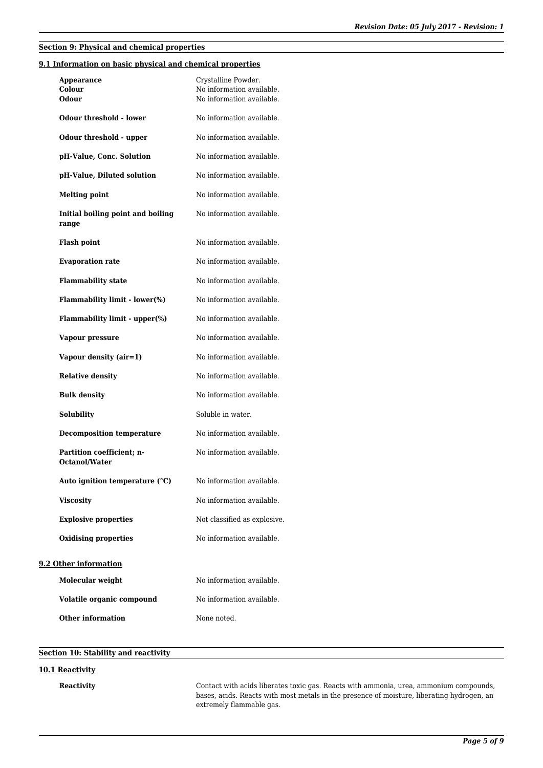## Section 9: Physical and chemical properties

### 9.1 Information on basic physical and chemical properties

| | |
|---|---|
| **Appearance** | Crystalline Powder. |
| **Colour** | No information available. |
| **Odour** | No information available. |
| **Odour threshold - lower** | No information available. |
| **Odour threshold - upper** | No information available. |
| **pH-Value, Conc. Solution** | No information available. |
| **pH-Value, Diluted solution** | No information available. |
| **Melting point** | No information available. |
| **Initial boiling point and boiling range** | No information available. |
| **Flash point** | No information available. |
| **Evaporation rate** | No information available. |
| **Flammability state** | No information available. |
| **Flammability limit - lower(%)** | No information available. |
| **Flammability limit - upper(%)** | No information available. |
| **Vapour pressure** | No information available. |
| **Vapour density (air=1)** | No information available. |
| **Relative density** | No information available. |
| **Bulk density** | No information available. |
| **Solubility** | Soluble in water. |
| **Decomposition temperature** | No information available. |
| **Partition coefficient; n-Octanol/Water** | No information available. |
| **Auto ignition temperature (°C)** | No information available. |
| **Viscosity** | No information available. |
| **Explosive properties** | Not classified as explosive. |
| **Oxidising properties** | No information available. |

### 9.2 Other information

| | |
|---|---|
| **Molecular weight** | No information available. |
| **Volatile organic compound** | No information available. |
| **Other information** | None noted. |

## Section 10: Stability and reactivity

### 10.1 Reactivity

**Reactivity** Contact with acids liberates toxic gas. Reacts with ammonia, urea, ammonium compounds, bases, acids. Reacts with most metals in the presence of moisture, liberating hydrogen, an extremely flammable gas.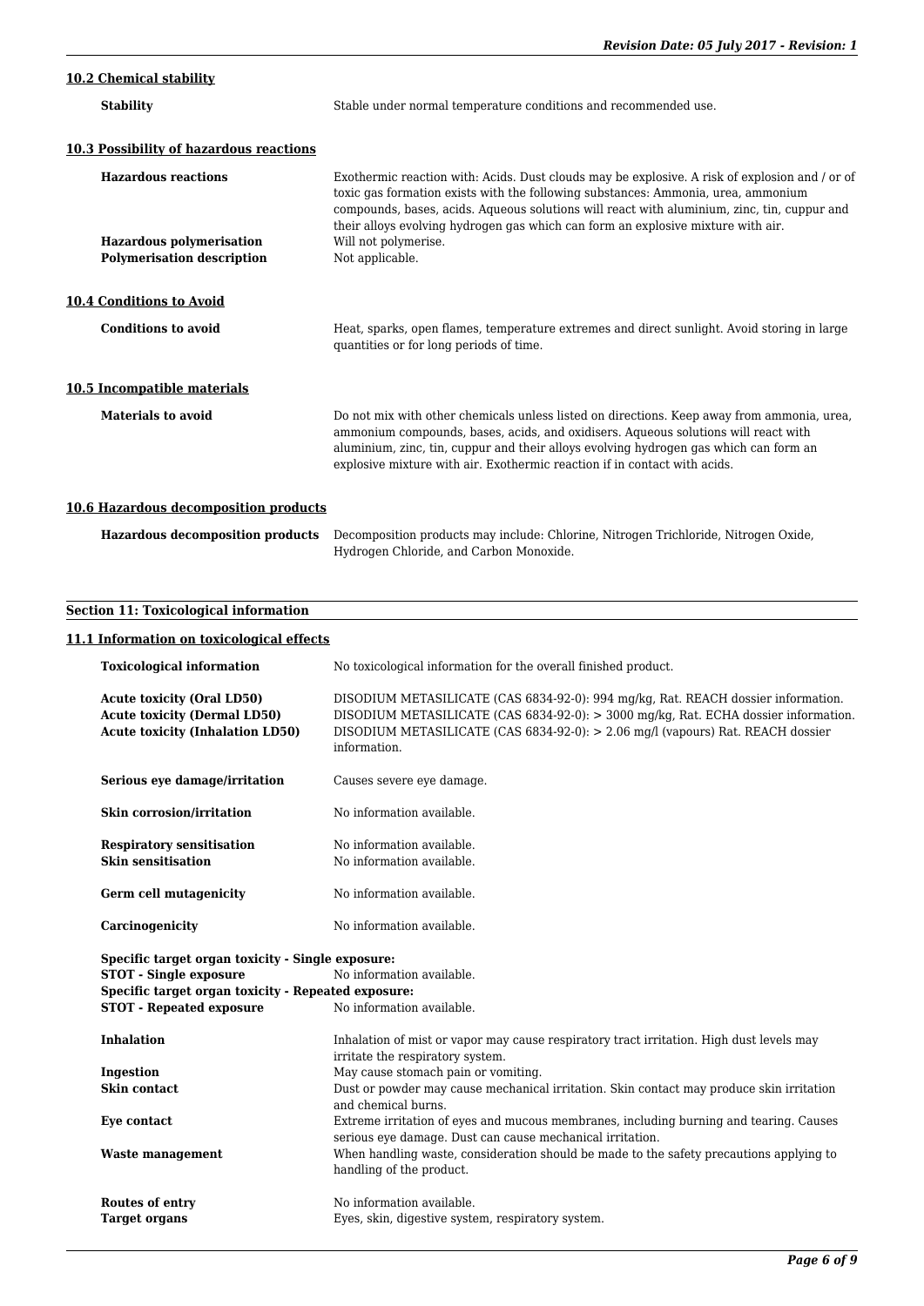### 10.2 Chemical stability

**Stability** Stable under normal temperature conditions and recommended use.

### 10.3 Possibility of hazardous reactions

**Hazardous reactions** Exothermic reaction with: Acids. Dust clouds may be explosive. A risk of explosion and / or of toxic gas formation exists with the following substances: Ammonia, urea, ammonium compounds, bases, acids. Aqueous solutions will react with aluminium, zinc, tin, cuppur and their alloys evolving hydrogen gas which can form an explosive mixture with air.

**Hazardous polymerisation** Will not polymerise.

**Polymerisation description** Not applicable.

### 10.4 Conditions to Avoid

**Conditions to avoid** Heat, sparks, open flames, temperature extremes and direct sunlight. Avoid storing in large quantities or for long periods of time.

### 10.5 Incompatible materials

**Materials to avoid** Do not mix with other chemicals unless listed on directions. Keep away from ammonia, urea, ammonium compounds, bases, acids, and oxidisers. Aqueous solutions will react with aluminium, zinc, tin, cuppur and their alloys evolving hydrogen gas which can form an explosive mixture with air. Exothermic reaction if in contact with acids.

### 10.6 Hazardous decomposition products

**Hazardous decomposition products** Decomposition products may include: Chlorine, Nitrogen Trichloride, Nitrogen Oxide, Hydrogen Chloride, and Carbon Monoxide.

## Section 11: Toxicological information

### 11.1 Information on toxicological effects

**Toxicological information** No toxicological information for the overall finished product.

**Acute toxicity (Oral LD50)** DISODIUM METASILICATE (CAS 6834-92-0): 994 mg/kg, Rat. REACH dossier information.

**Acute toxicity (Dermal LD50)** DISODIUM METASILICATE (CAS 6834-92-0): > 3000 mg/kg, Rat. ECHA dossier information.

**Acute toxicity (Inhalation LD50)** DISODIUM METASILICATE (CAS 6834-92-0): > 2.06 mg/l (vapours) Rat. REACH dossier information.

**Serious eye damage/irritation** Causes severe eye damage.

**Skin corrosion/irritation** No information available.

**Respiratory sensitisation** No information available.

**Skin sensitisation** No information available.

**Germ cell mutagenicity** No information available.

**Carcinogenicity** No information available.

**Specific target organ toxicity - Single exposure:**

**STOT - Single exposure** No information available.

**Specific target organ toxicity - Repeated exposure:**

**STOT - Repeated exposure** No information available.

**Inhalation** Inhalation of mist or vapor may cause respiratory tract irritation. High dust levels may irritate the respiratory system.

**Ingestion** May cause stomach pain or vomiting.

**Skin contact** Dust or powder may cause mechanical irritation. Skin contact may produce skin irritation and chemical burns.

**Eye contact** Extreme irritation of eyes and mucous membranes, including burning and tearing. Causes serious eye damage. Dust can cause mechanical irritation.

**Waste management** When handling waste, consideration should be made to the safety precautions applying to handling of the product.

**Routes of entry** No information available.

**Target organs** Eyes, skin, digestive system, respiratory system.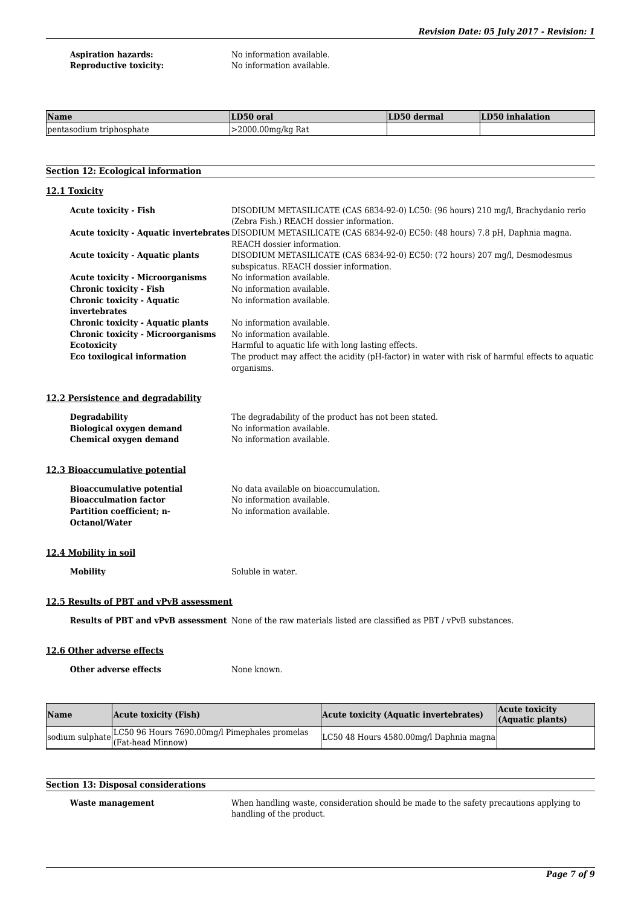**Aspiration hazards:** No information available.
**Reproductive toxicity:** No information available.

| Name | LD50 oral | LD50 dermal | LD50 inhalation |
|---|---|---|---|
| pentasodium triphosphate | >2000.00mg/kg Rat | | |

## Section 12: Ecological information

### 12.1 Toxicity

| | |
|---|---|
| **Acute toxicity - Fish** | DISODIUM METASILICATE (CAS 6834-92-0) LC50: (96 hours) 210 mg/l, Brachydanio rerio (Zebra Fish.) REACH dossier information. |
| **Acute toxicity - Aquatic invertebrates** | DISODIUM METASILICATE (CAS 6834-92-0) EC50: (48 hours) 7.8 pH, Daphnia magna. REACH dossier information. |
| **Acute toxicity - Aquatic plants** | DISODIUM METASILICATE (CAS 6834-92-0) EC50: (72 hours) 207 mg/l, Desmodesmus subspicatus. REACH dossier information. |
| **Acute toxicity - Microorganisms** | No information available. |
| **Chronic toxicity - Fish** | No information available. |
| **Chronic toxicity - Aquatic invertebrates** | No information available. |
| **Chronic toxicity - Aquatic plants** | No information available. |
| **Chronic toxicity - Microorganisms** | No information available. |
| **Ecotoxicity** | Harmful to aquatic life with long lasting effects. |
| **Eco toxilogical information** | The product may affect the acidity (pH-factor) in water with risk of harmful effects to aquatic organisms. |

### 12.2 Persistence and degradability

| | |
|---|---|
| **Degradability** | The degradability of the product has not been stated. |
| **Biological oxygen demand** | No information available. |
| **Chemical oxygen demand** | No information available. |

### 12.3 Bioaccumulative potential

| | |
|---|---|
| **Bioaccumulative potential** | No data available on bioaccumulation. |
| **Bioacculmation factor** | No information available. |
| **Partition coefficient; n-Octanol/Water** | No information available. |

### 12.4 Mobility in soil

**Mobility** Soluble in water.

### 12.5 Results of PBT and vPvB assessment

**Results of PBT and vPvB assessment** None of the raw materials listed are classified as PBT / vPvB substances.

### 12.6 Other adverse effects

**Other adverse effects** None known.

| Name | Acute toxicity (Fish) | Acute toxicity (Aquatic invertebrates) | Acute toxicity (Aquatic plants) |
|---|---|---|---|
| sodium sulphate | LC50 96 Hours 7690.00mg/l Pimephales promelas (Fat-head Minnow) | LC50 48 Hours 4580.00mg/l Daphnia magna | |

## Section 13: Disposal considerations

**Waste management** When handling waste, consideration should be made to the safety precautions applying to handling of the product.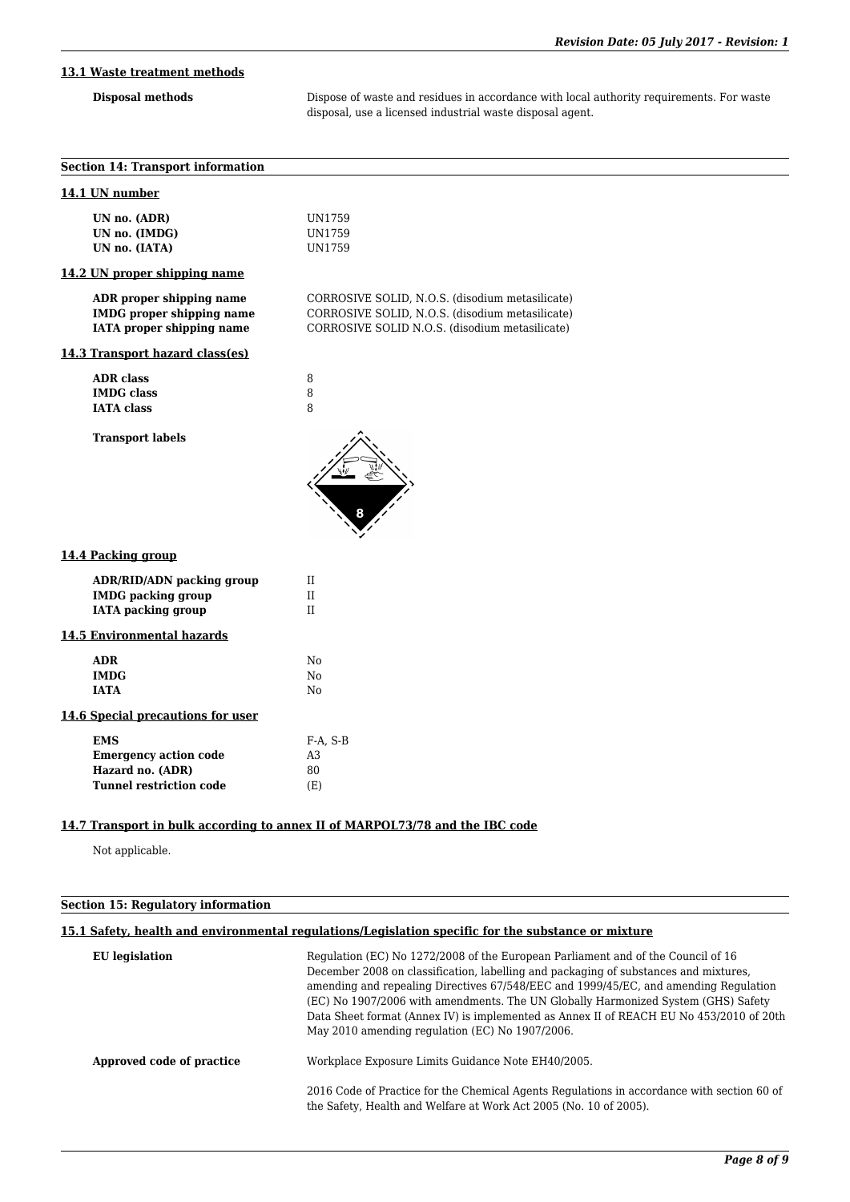### 13.1 Waste treatment methods

| | |
|---|---|
| **Disposal methods** | Dispose of waste and residues in accordance with local authority requirements. For waste disposal, use a licensed industrial waste disposal agent. |

## Section 14: Transport information

### 14.1 UN number

| | |
|---|---|
| **UN no. (ADR)** | UN1759 |
| **UN no. (IMDG)** | UN1759 |
| **UN no. (IATA)** | UN1759 |

### 14.2 UN proper shipping name

| | |
|---|---|
| **ADR proper shipping name** | CORROSIVE SOLID, N.O.S. (disodium metasilicate) |
| **IMDG proper shipping name** | CORROSIVE SOLID, N.O.S. (disodium metasilicate) |
| **IATA proper shipping name** | CORROSIVE SOLID N.O.S. (disodium metasilicate) |

### 14.3 Transport hazard class(es)

| | |
|---|---|
| **ADR class** | 8 |
| **IMDG class** | 8 |
| **IATA class** | 8 |

**Transport labels**

### 14.4 Packing group

| | |
|---|---|
| **ADR/RID/ADN packing group** | II |
| **IMDG packing group** | II |
| **IATA packing group** | II |

### 14.5 Environmental hazards

| | |
|---|---|
| **ADR** | No |
| **IMDG** | No |
| **IATA** | No |

### 14.6 Special precautions for user

| | |
|---|---|
| **EMS** | F-A, S-B |
| **Emergency action code** | A3 |
| **Hazard no. (ADR)** | 80 |
| **Tunnel restriction code** | (E) |

### 14.7 Transport in bulk according to annex II of MARPOL73/78 and the IBC code

Not applicable.

## Section 15: Regulatory information

### 15.1 Safety, health and environmental regulations/Legislation specific for the substance or mixture

| | |
|---|---|
| **EU legislation** | Regulation (EC) No 1272/2008 of the European Parliament and of the Council of 16 December 2008 on classification, labelling and packaging of substances and mixtures, amending and repealing Directives 67/548/EEC and 1999/45/EC, and amending Regulation (EC) No 1907/2006 with amendments. The UN Globally Harmonized System (GHS) Safety Data Sheet format (Annex IV) is implemented as Annex II of REACH EU No 453/2010 of 20th May 2010 amending regulation (EC) No 1907/2006. |
| **Approved code of practice** | Workplace Exposure Limits Guidance Note EH40/2005.<br><br>2016 Code of Practice for the Chemical Agents Regulations in accordance with section 60 of the Safety, Health and Welfare at Work Act 2005 (No. 10 of 2005). |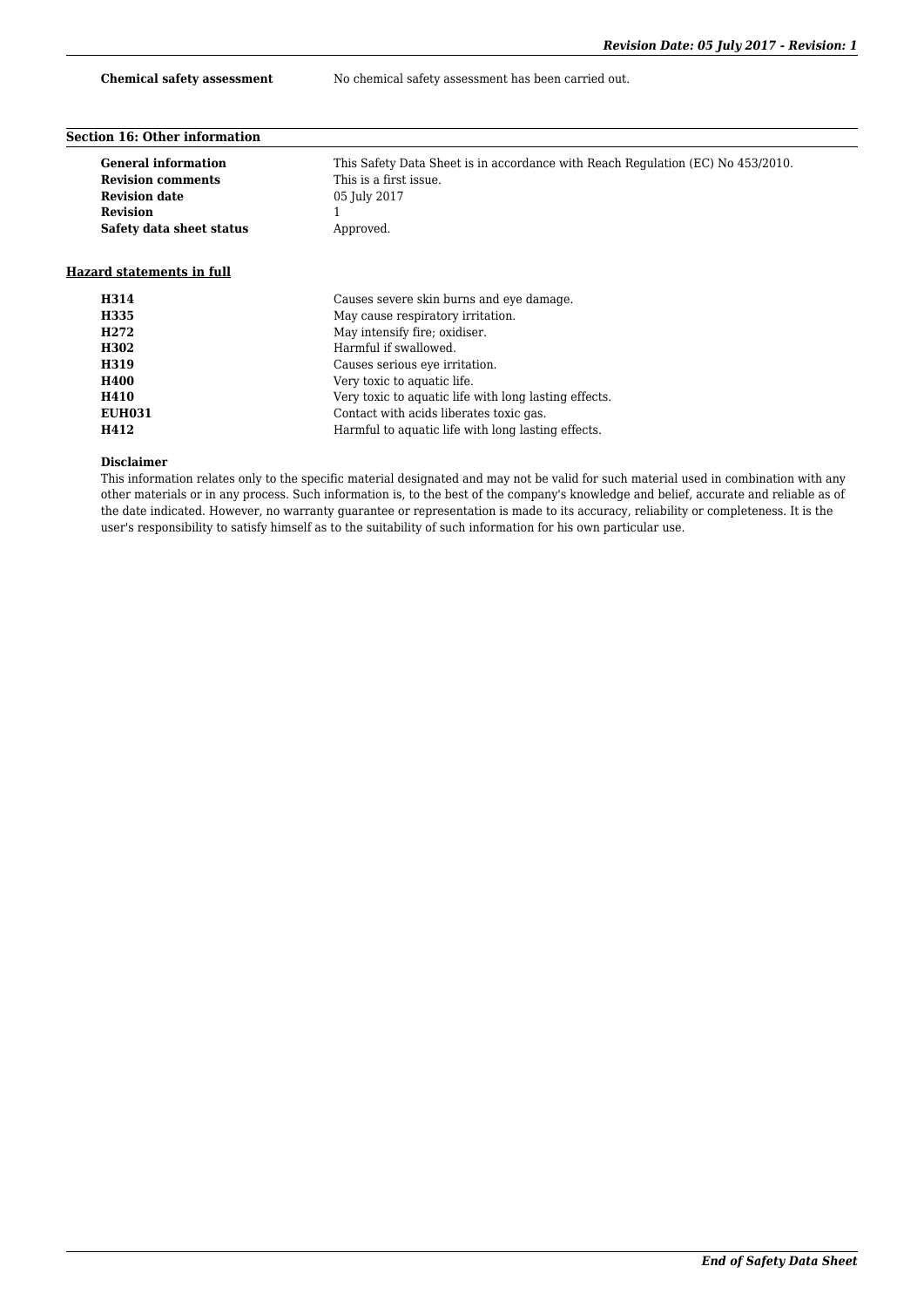| | |
|---|---|
| **Chemical safety assessment** | No chemical safety assessment has been carried out. |

## Section 16: Other information

| | |
|---|---|
| **General information** | This Safety Data Sheet is in accordance with Reach Regulation (EC) No 453/2010. |
| **Revision comments** | This is a first issue. |
| **Revision date** | 05 July 2017 |
| **Revision** | 1 |
| **Safety data sheet status** | Approved. |

### Hazard statements in full

| | |
|---|---|
| **H314** | Causes severe skin burns and eye damage. |
| **H335** | May cause respiratory irritation. |
| **H272** | May intensify fire; oxidiser. |
| **H302** | Harmful if swallowed. |
| **H319** | Causes serious eye irritation. |
| **H400** | Very toxic to aquatic life. |
| **H410** | Very toxic to aquatic life with long lasting effects. |
| **EUH031** | Contact with acids liberates toxic gas. |
| **H412** | Harmful to aquatic life with long lasting effects. |

**Disclaimer**

This information relates only to the specific material designated and may not be valid for such material used in combination with any other materials or in any process. Such information is, to the best of the company's knowledge and belief, accurate and reliable as of the date indicated. However, no warranty guarantee or representation is made to its accuracy, reliability or completeness. It is the user's responsibility to satisfy himself as to the suitability of such information for his own particular use.

***End of Safety Data Sheet***